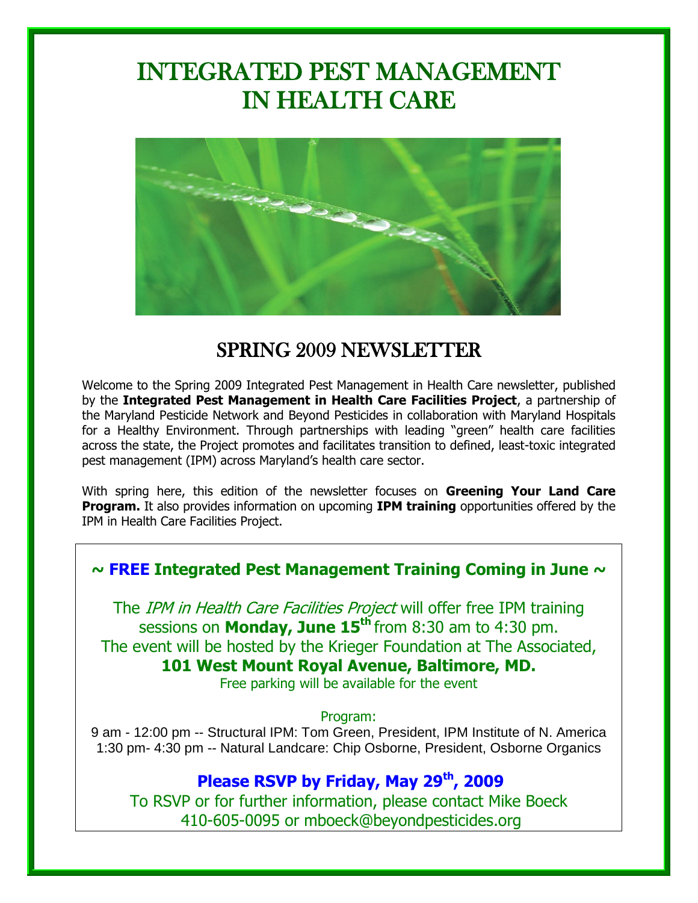# INTEGRATED PEST MANAGEMENT IN HEALTH CARE

## SPRING 2009 NEWSLETTER

Welcome to the Spring 2009 Integrated Pest Management in Health Care newsletter, published by the **Integrated Pest Management in Health Care Facilities Project**, a partnership of the Maryland Pesticide Network and Beyond Pesticides in collaboration with Maryland Hospitals for a Healthy Environment. Through partnerships with leading "green" health care facilities across the state, the Project promotes and facilitates transition to defined, least-toxic integrated pest management (IPM) across Maryland's health care sector.

With spring here, this edition of the newsletter focuses on **Greening Your Land Care Program.** It also provides information on upcoming **IPM training** opportunities offered by the IPM in Health Care Facilities Project.

### ~ FREE Integrated Pest Management Training Coming in June ~

The *IPM in Health Care Facilities Project* will offer free IPM training sessions on **Monday, June 15th** from 8:30 am to 4:30 pm. The event will be hosted by the Krieger Foundation at The Associated, **101 West Mount Royal Avenue, Baltimore, MD.**

Free parking will be available for the event

Program:

9 am - 12:00 pm -- Structural IPM: Tom Green, President, IPM Institute of N. America

1:30 pm- 4:30 pm -- Natural Landcare: Chip Osborne, President, Osborne Organics

**Please RSVP by Friday, May 29th, 2009**

To RSVP or for further information, please contact Mike Boeck 410-605-0095 or mboeck@beyondpesticides.org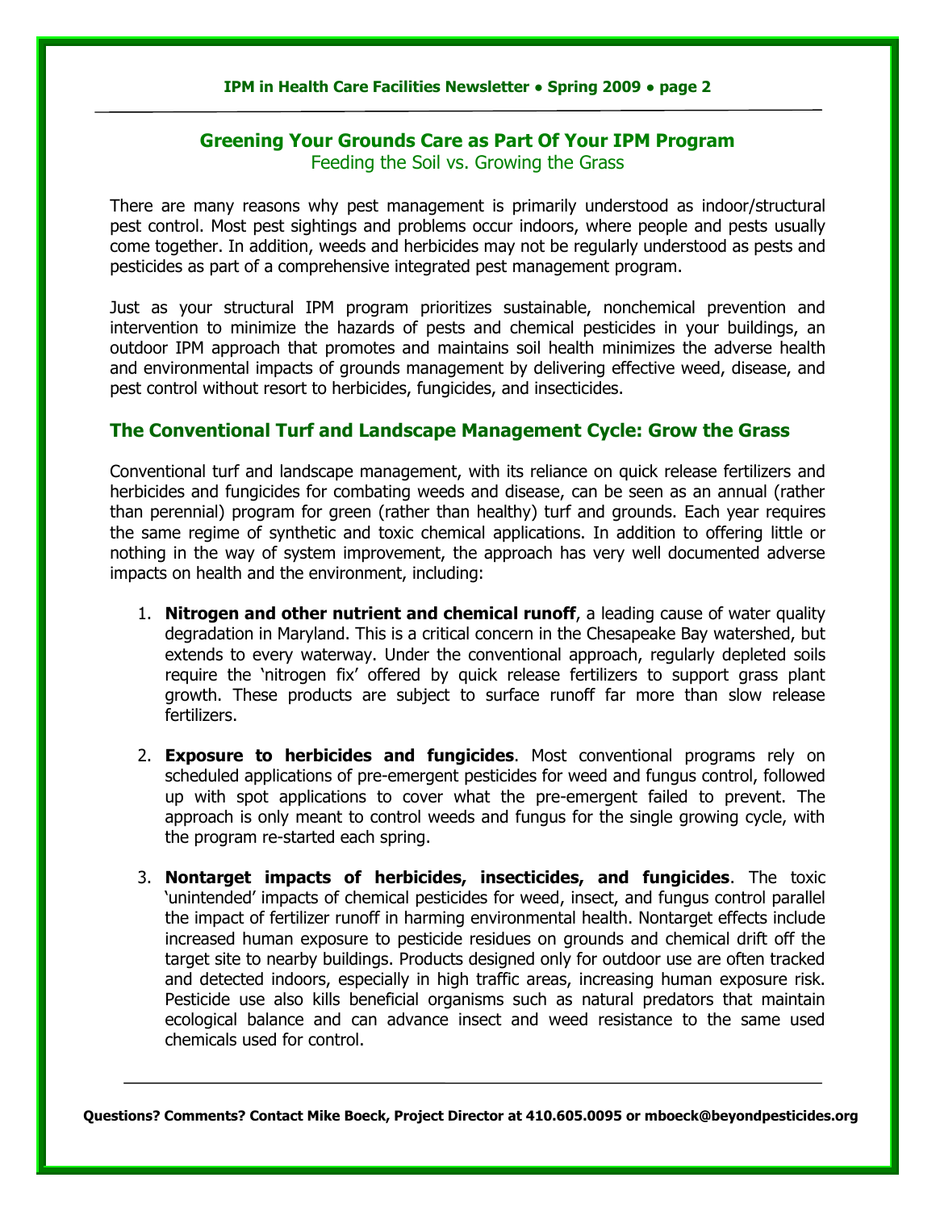## Greening Your Grounds Care as Part Of Your IPM Program

Feeding the Soil vs. Growing the Grass

There are many reasons why pest management is primarily understood as indoor/structural pest control. Most pest sightings and problems occur indoors, where people and pests usually come together. In addition, weeds and herbicides may not be regularly understood as pests and pesticides as part of a comprehensive integrated pest management program.

Just as your structural IPM program prioritizes sustainable, nonchemical prevention and intervention to minimize the hazards of pests and chemical pesticides in your buildings, an outdoor IPM approach that promotes and maintains soil health minimizes the adverse health and environmental impacts of grounds management by delivering effective weed, disease, and pest control without resort to herbicides, fungicides, and insecticides.

### The Conventional Turf and Landscape Management Cycle: Grow the Grass

Conventional turf and landscape management, with its reliance on quick release fertilizers and herbicides and fungicides for combating weeds and disease, can be seen as an annual (rather than perennial) program for green (rather than healthy) turf and grounds. Each year requires the same regime of synthetic and toxic chemical applications. In addition to offering little or nothing in the way of system improvement, the approach has very well documented adverse impacts on health and the environment, including:

1. **Nitrogen and other nutrient and chemical runoff**, a leading cause of water quality degradation in Maryland. This is a critical concern in the Chesapeake Bay watershed, but extends to every waterway. Under the conventional approach, regularly depleted soils require the 'nitrogen fix' offered by quick release fertilizers to support grass plant growth. These products are subject to surface runoff far more than slow release fertilizers.

2. **Exposure to herbicides and fungicides**. Most conventional programs rely on scheduled applications of pre-emergent pesticides for weed and fungus control, followed up with spot applications to cover what the pre-emergent failed to prevent. The approach is only meant to control weeds and fungus for the single growing cycle, with the program re-started each spring.

3. **Nontarget impacts of herbicides, insecticides, and fungicides**. The toxic 'unintended' impacts of chemical pesticides for weed, insect, and fungus control parallel the impact of fertilizer runoff in harming environmental health. Nontarget effects include increased human exposure to pesticide residues on grounds and chemical drift off the target site to nearby buildings. Products designed only for outdoor use are often tracked and detected indoors, especially in high traffic areas, increasing human exposure risk. Pesticide use also kills beneficial organisms such as natural predators that maintain ecological balance and can advance insect and weed resistance to the same used chemicals used for control.

**Questions? Comments? Contact Mike Boeck, Project Director at 410.605.0095 or mboeck@beyondpesticides.org**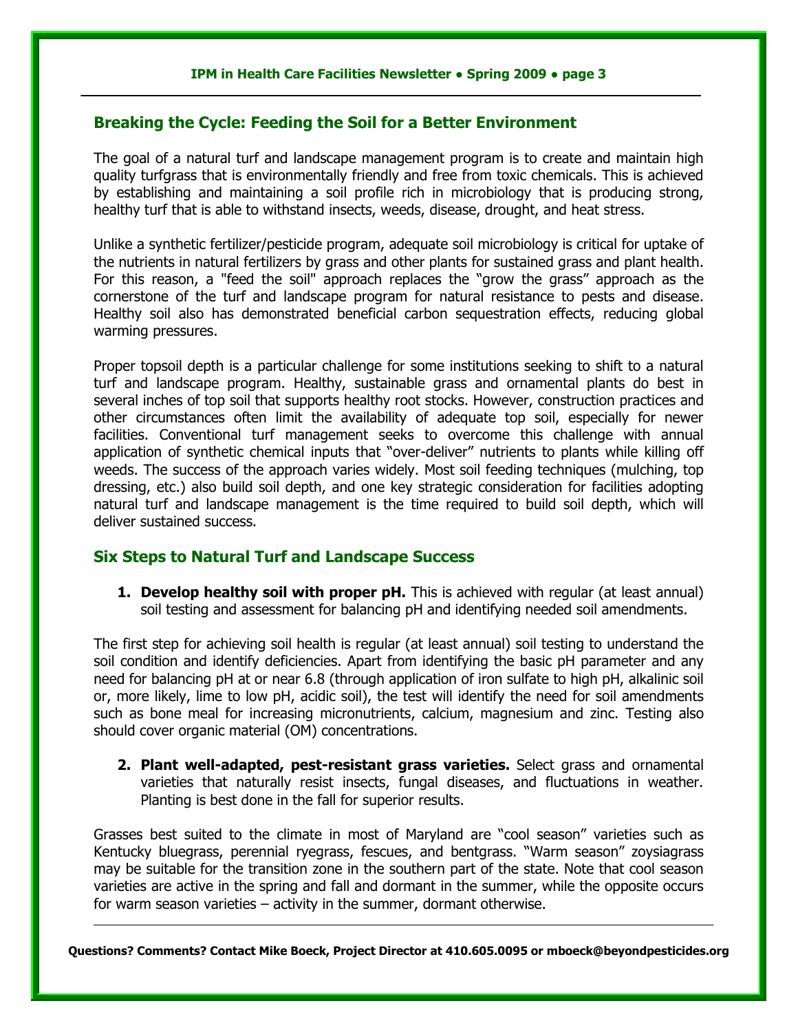## Breaking the Cycle: Feeding the Soil for a Better Environment

The goal of a natural turf and landscape management program is to create and maintain high quality turfgrass that is environmentally friendly and free from toxic chemicals. This is achieved by establishing and maintaining a soil profile rich in microbiology that is producing strong, healthy turf that is able to withstand insects, weeds, disease, drought, and heat stress.

Unlike a synthetic fertilizer/pesticide program, adequate soil microbiology is critical for uptake of the nutrients in natural fertilizers by grass and other plants for sustained grass and plant health. For this reason, a "feed the soil" approach replaces the "grow the grass" approach as the cornerstone of the turf and landscape program for natural resistance to pests and disease. Healthy soil also has demonstrated beneficial carbon sequestration effects, reducing global warming pressures.

Proper topsoil depth is a particular challenge for some institutions seeking to shift to a natural turf and landscape program. Healthy, sustainable grass and ornamental plants do best in several inches of top soil that supports healthy root stocks. However, construction practices and other circumstances often limit the availability of adequate top soil, especially for newer facilities. Conventional turf management seeks to overcome this challenge with annual application of synthetic chemical inputs that "over-deliver" nutrients to plants while killing off weeds. The success of the approach varies widely. Most soil feeding techniques (mulching, top dressing, etc.) also build soil depth, and one key strategic consideration for facilities adopting natural turf and landscape management is the time required to build soil depth, which will deliver sustained success.

## Six Steps to Natural Turf and Landscape Success

1. **Develop healthy soil with proper pH.** This is achieved with regular (at least annual) soil testing and assessment for balancing pH and identifying needed soil amendments.

The first step for achieving soil health is regular (at least annual) soil testing to understand the soil condition and identify deficiencies. Apart from identifying the basic pH parameter and any need for balancing pH at or near 6.8 (through application of iron sulfate to high pH, alkalinic soil or, more likely, lime to low pH, acidic soil), the test will identify the need for soil amendments such as bone meal for increasing micronutrients, calcium, magnesium and zinc. Testing also should cover organic material (OM) concentrations.

2. **Plant well-adapted, pest-resistant grass varieties.** Select grass and ornamental varieties that naturally resist insects, fungal diseases, and fluctuations in weather. Planting is best done in the fall for superior results.

Grasses best suited to the climate in most of Maryland are "cool season" varieties such as Kentucky bluegrass, perennial ryegrass, fescues, and bentgrass. "Warm season" zoysiagrass may be suitable for the transition zone in the southern part of the state. Note that cool season varieties are active in the spring and fall and dormant in the summer, while the opposite occurs for warm season varieties – activity in the summer, dormant otherwise.

**Questions? Comments? Contact Mike Boeck, Project Director at 410.605.0095 or mboeck@beyondpesticides.org**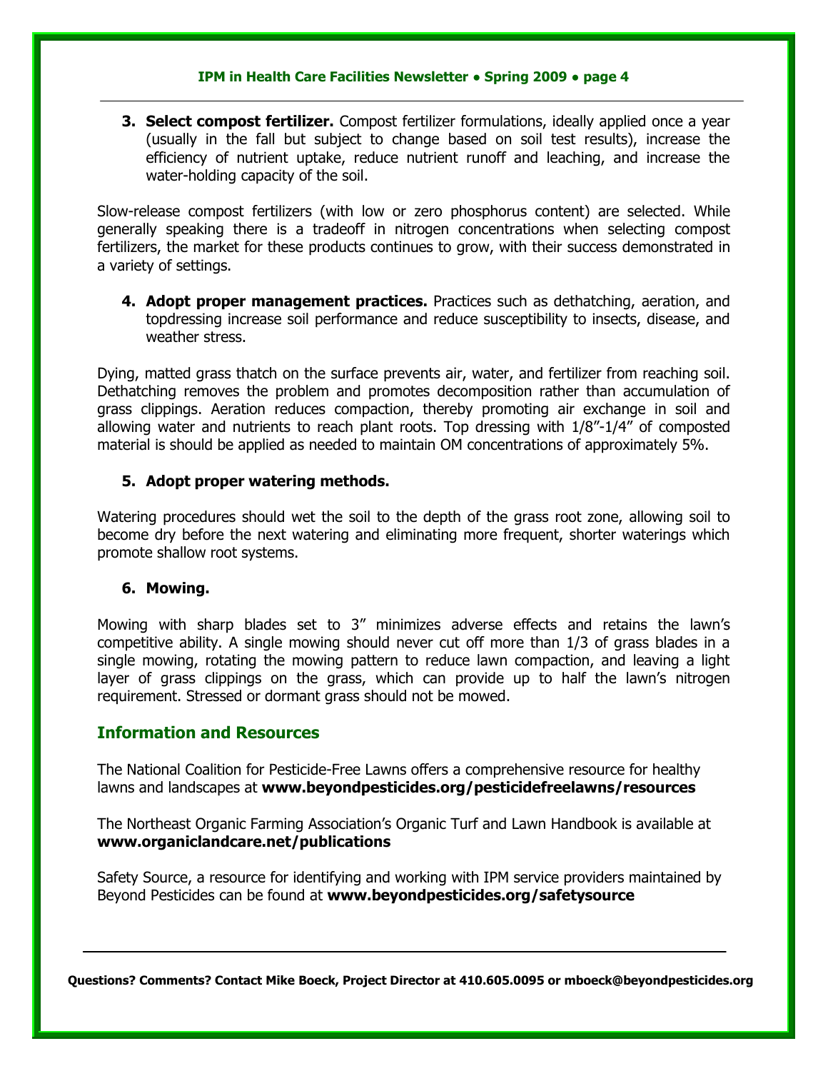3. **Select compost fertilizer.** Compost fertilizer formulations, ideally applied once a year (usually in the fall but subject to change based on soil test results), increase the efficiency of nutrient uptake, reduce nutrient runoff and leaching, and increase the water-holding capacity of the soil.

Slow-release compost fertilizers (with low or zero phosphorus content) are selected. While generally speaking there is a tradeoff in nitrogen concentrations when selecting compost fertilizers, the market for these products continues to grow, with their success demonstrated in a variety of settings.

4. **Adopt proper management practices.** Practices such as dethatching, aeration, and topdressing increase soil performance and reduce susceptibility to insects, disease, and weather stress.

Dying, matted grass thatch on the surface prevents air, water, and fertilizer from reaching soil. Dethatching removes the problem and promotes decomposition rather than accumulation of grass clippings. Aeration reduces compaction, thereby promoting air exchange in soil and allowing water and nutrients to reach plant roots. Top dressing with 1/8"-1/4" of composted material is should be applied as needed to maintain OM concentrations of approximately 5%.

5. **Adopt proper watering methods.**

Watering procedures should wet the soil to the depth of the grass root zone, allowing soil to become dry before the next watering and eliminating more frequent, shorter waterings which promote shallow root systems.

6. **Mowing.**

Mowing with sharp blades set to 3" minimizes adverse effects and retains the lawn's competitive ability. A single mowing should never cut off more than 1/3 of grass blades in a single mowing, rotating the mowing pattern to reduce lawn compaction, and leaving a light layer of grass clippings on the grass, which can provide up to half the lawn's nitrogen requirement. Stressed or dormant grass should not be mowed.

## Information and Resources

The National Coalition for Pesticide-Free Lawns offers a comprehensive resource for healthy lawns and landscapes at **www.beyondpesticides.org/pesticidefreelawns/resources**

The Northeast Organic Farming Association's Organic Turf and Lawn Handbook is available at **www.organiclandcare.net/publications**

Safety Source, a resource for identifying and working with IPM service providers maintained by Beyond Pesticides can be found at **www.beyondpesticides.org/safetysource**

**Questions? Comments? Contact Mike Boeck, Project Director at 410.605.0095 or mboeck@beyondpesticides.org**